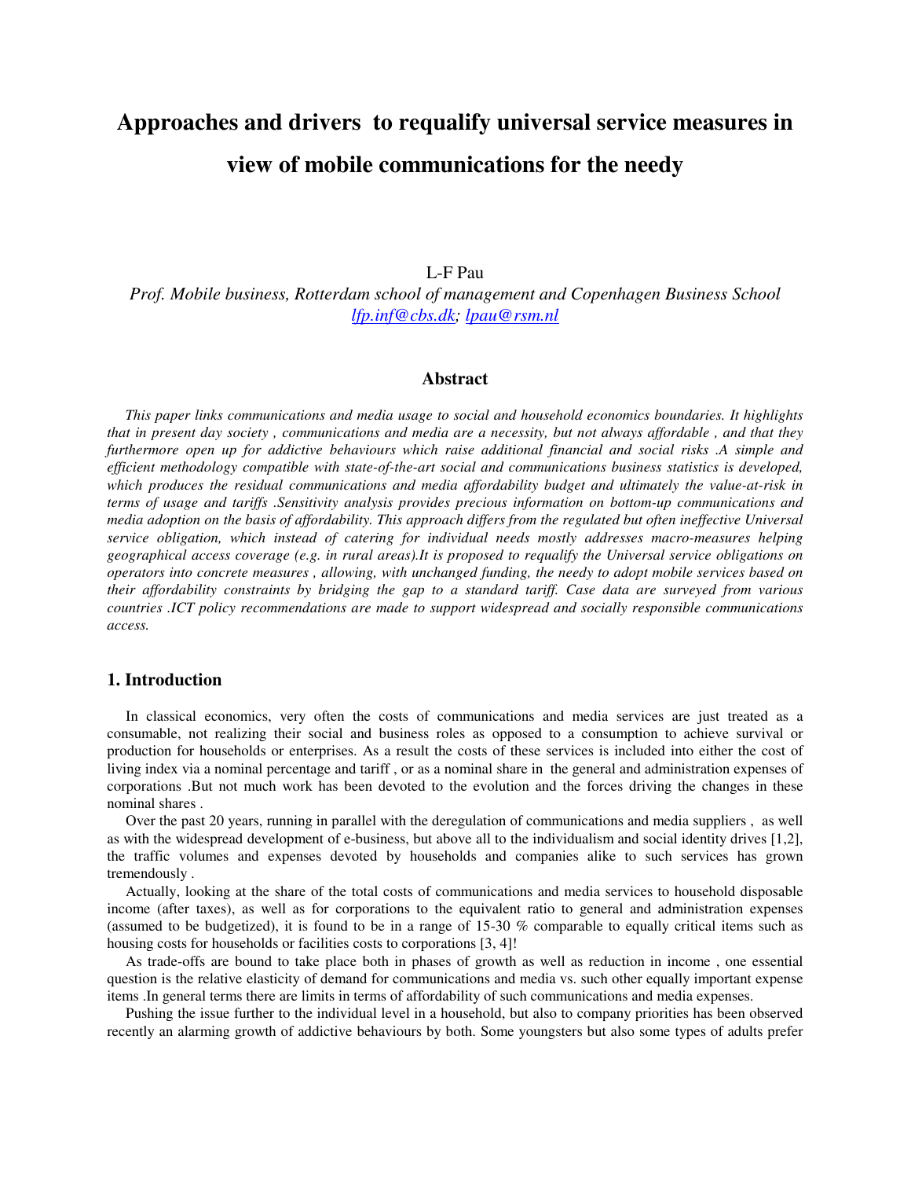# Approaches and drivers to requalify universal service measures in view of mobile communications for the needy

L-F Pau

*Prof. Mobile business, Rotterdam school of management and Copenhagen Business School*
*lfp.inf@cbs.dk; lpau@rsm.nl*

## Abstract

*This paper links communications and media usage to social and household economics boundaries. It highlights that in present day society , communications and media are a necessity, but not always affordable , and that they furthermore open up for addictive behaviours which raise additional financial and social risks .A simple and efficient methodology compatible with state-of-the-art social and communications business statistics is developed, which produces the residual communications and media affordability budget and ultimately the value-at-risk in terms of usage and tariffs .Sensitivity analysis provides precious information on bottom-up communications and media adoption on the basis of affordability. This approach differs from the regulated but often ineffective Universal service obligation, which instead of catering for individual needs mostly addresses macro-measures helping geographical access coverage (e.g. in rural areas).It is proposed to requalify the Universal service obligations on operators into concrete measures , allowing, with unchanged funding, the needy to adopt mobile services based on their affordability constraints by bridging the gap to a standard tariff. Case data are surveyed from various countries .ICT policy recommendations are made to support widespread and socially responsible communications access.*

## 1. Introduction

In classical economics, very often the costs of communications and media services are just treated as a consumable, not realizing their social and business roles as opposed to a consumption to achieve survival or production for households or enterprises. As a result the costs of these services is included into either the cost of living index via a nominal percentage and tariff , or as a nominal share in the general and administration expenses of corporations .But not much work has been devoted to the evolution and the forces driving the changes in these nominal shares .

Over the past 20 years, running in parallel with the deregulation of communications and media suppliers , as well as with the widespread development of e-business, but above all to the individualism and social identity drives [1,2], the traffic volumes and expenses devoted by households and companies alike to such services has grown tremendously .

Actually, looking at the share of the total costs of communications and media services to household disposable income (after taxes), as well as for corporations to the equivalent ratio to general and administration expenses (assumed to be budgetized), it is found to be in a range of 15-30 % comparable to equally critical items such as housing costs for households or facilities costs to corporations [3, 4]!

As trade-offs are bound to take place both in phases of growth as well as reduction in income , one essential question is the relative elasticity of demand for communications and media vs. such other equally important expense items .In general terms there are limits in terms of affordability of such communications and media expenses.

Pushing the issue further to the individual level in a household, but also to company priorities has been observed recently an alarming growth of addictive behaviours by both. Some youngsters but also some types of adults prefer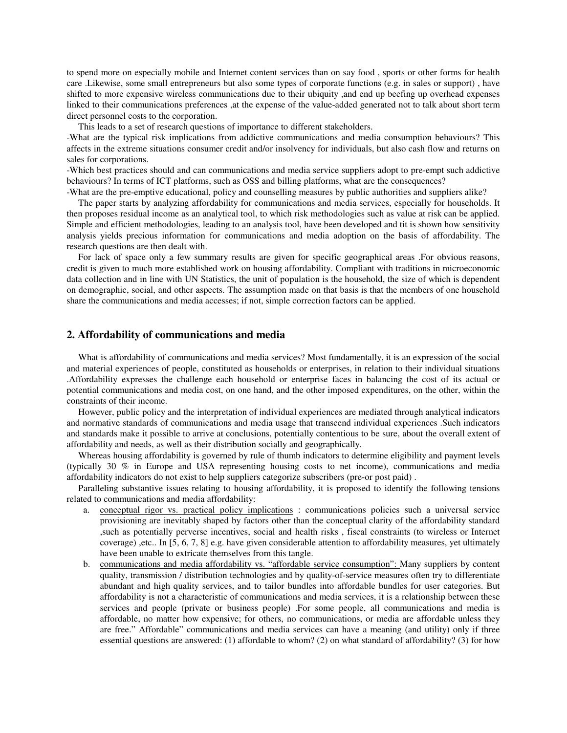to spend more on especially mobile and Internet content services than on say food , sports or other forms for health care .Likewise, some small entrepreneurs but also some types of corporate functions (e.g. in sales or support) , have shifted to more expensive wireless communications due to their ubiquity ,and end up beefing up overhead expenses linked to their communications preferences ,at the expense of the value-added generated not to talk about short term direct personnel costs to the corporation.

This leads to a set of research questions of importance to different stakeholders.

-What are the typical risk implications from addictive communications and media consumption behaviours? This affects in the extreme situations consumer credit and/or insolvency for individuals, but also cash flow and returns on sales for corporations.

-Which best practices should and can communications and media service suppliers adopt to pre-empt such addictive behaviours? In terms of ICT platforms, such as OSS and billing platforms, what are the consequences?

-What are the pre-emptive educational, policy and counselling measures by public authorities and suppliers alike?

The paper starts by analyzing affordability for communications and media services, especially for households. It then proposes residual income as an analytical tool, to which risk methodologies such as value at risk can be applied. Simple and efficient methodologies, leading to an analysis tool, have been developed and tit is shown how sensitivity analysis yields precious information for communications and media adoption on the basis of affordability. The research questions are then dealt with.

For lack of space only a few summary results are given for specific geographical areas .For obvious reasons, credit is given to much more established work on housing affordability. Compliant with traditions in microeconomic data collection and in line with UN Statistics, the unit of population is the household, the size of which is dependent on demographic, social, and other aspects. The assumption made on that basis is that the members of one household share the communications and media accesses; if not, simple correction factors can be applied.

## 2. Affordability of communications and media

What is affordability of communications and media services? Most fundamentally, it is an expression of the social and material experiences of people, constituted as households or enterprises, in relation to their individual situations .Affordability expresses the challenge each household or enterprise faces in balancing the cost of its actual or potential communications and media cost, on one hand, and the other imposed expenditures, on the other, within the constraints of their income.

However, public policy and the interpretation of individual experiences are mediated through analytical indicators and normative standards of communications and media usage that transcend individual experiences .Such indicators and standards make it possible to arrive at conclusions, potentially contentious to be sure, about the overall extent of affordability and needs, as well as their distribution socially and geographically.

Whereas housing affordability is governed by rule of thumb indicators to determine eligibility and payment levels (typically 30 % in Europe and USA representing housing costs to net income), communications and media affordability indicators do not exist to help suppliers categorize subscribers (pre-or post paid) .

Paralleling substantive issues relating to housing affordability, it is proposed to identify the following tensions related to communications and media affordability:

a. conceptual rigor vs. practical policy implications : communications policies such a universal service provisioning are inevitably shaped by factors other than the conceptual clarity of the affordability standard ,such as potentially perverse incentives, social and health risks , fiscal constraints (to wireless or Internet coverage) ,etc.. In [5, 6, 7, 8] e.g. have given considerable attention to affordability measures, yet ultimately have been unable to extricate themselves from this tangle.

b. communications and media affordability vs. "affordable service consumption": Many suppliers by content quality, transmission / distribution technologies and by quality-of-service measures often try to differentiate abundant and high quality services, and to tailor bundles into affordable bundles for user categories. But affordability is not a characteristic of communications and media services, it is a relationship between these services and people (private or business people) .For some people, all communications and media is affordable, no matter how expensive; for others, no communications, or media are affordable unless they are free." Affordable" communications and media services can have a meaning (and utility) only if three essential questions are answered: (1) affordable to whom? (2) on what standard of affordability? (3) for how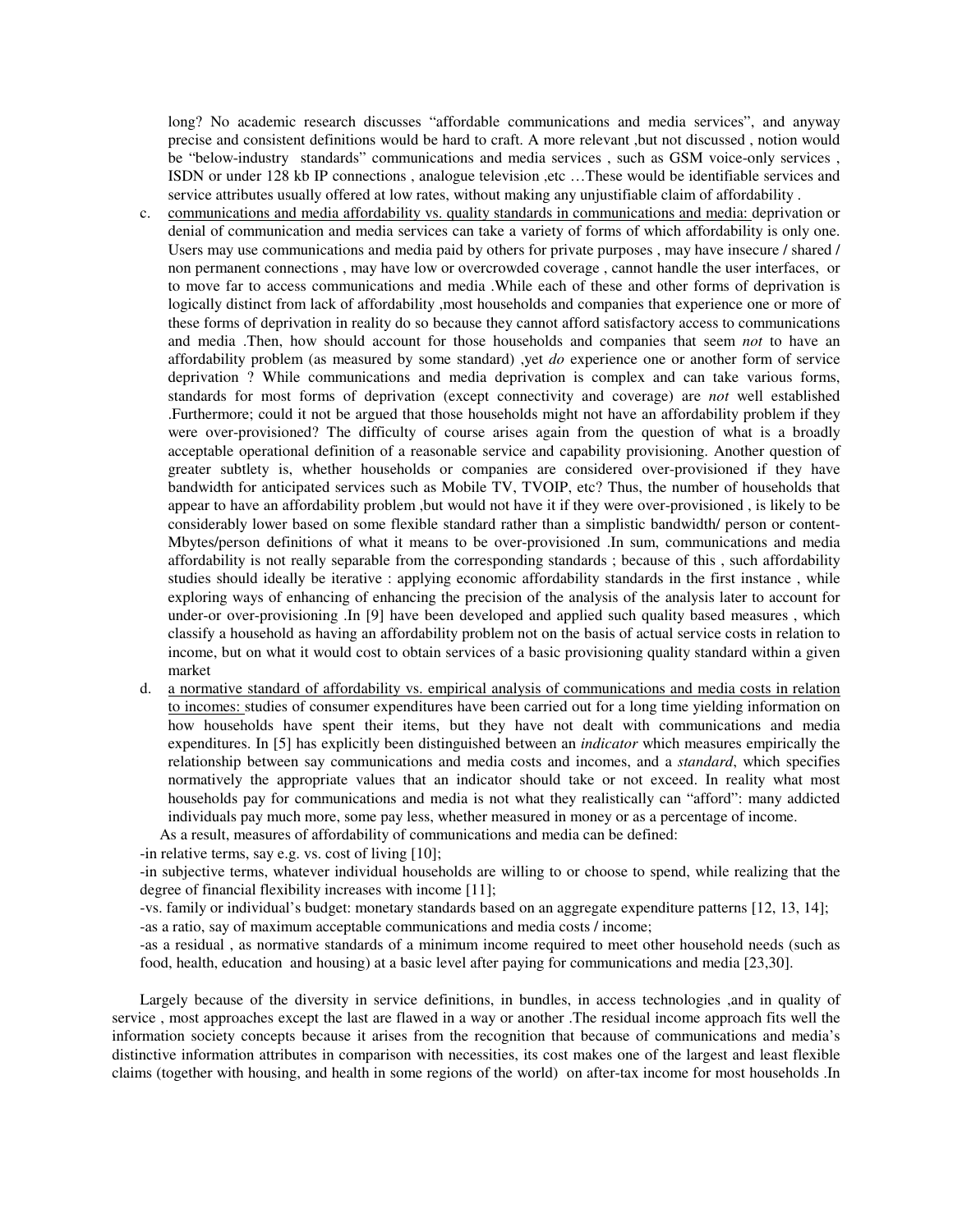long? No academic research discusses "affordable communications and media services", and anyway precise and consistent definitions would be hard to craft. A more relevant ,but not discussed , notion would be "below-industry standards" communications and media services , such as GSM voice-only services , ISDN or under 128 kb IP connections , analogue television ,etc …These would be identifiable services and service attributes usually offered at low rates, without making any unjustifiable claim of affordability .

c. <u>communications and media affordability vs. quality standards in communications and media:</u> deprivation or denial of communication and media services can take a variety of forms of which affordability is only one. Users may use communications and media paid by others for private purposes , may have insecure / shared / non permanent connections , may have low or overcrowded coverage , cannot handle the user interfaces, or to move far to access communications and media .While each of these and other forms of deprivation is logically distinct from lack of affordability ,most households and companies that experience one or more of these forms of deprivation in reality do so because they cannot afford satisfactory access to communications and media .Then, how should account for those households and companies that seem *not* to have an affordability problem (as measured by some standard) ,yet *do* experience one or another form of service deprivation ? While communications and media deprivation is complex and can take various forms, standards for most forms of deprivation (except connectivity and coverage) are *not* well established .Furthermore; could it not be argued that those households might not have an affordability problem if they were over-provisioned? The difficulty of course arises again from the question of what is a broadly acceptable operational definition of a reasonable service and capability provisioning. Another question of greater subtlety is, whether households or companies are considered over-provisioned if they have bandwidth for anticipated services such as Mobile TV, TVOIP, etc? Thus, the number of households that appear to have an affordability problem ,but would not have it if they were over-provisioned , is likely to be considerably lower based on some flexible standard rather than a simplistic bandwidth/ person or content-Mbytes/person definitions of what it means to be over-provisioned .In sum, communications and media affordability is not really separable from the corresponding standards ; because of this , such affordability studies should ideally be iterative : applying economic affordability standards in the first instance , while exploring ways of enhancing of enhancing the precision of the analysis of the analysis later to account for under-or over-provisioning .In [9] have been developed and applied such quality based measures , which classify a household as having an affordability problem not on the basis of actual service costs in relation to income, but on what it would cost to obtain services of a basic provisioning quality standard within a given market

d. <u>a normative standard of affordability vs. empirical analysis of communications and media costs in relation to incomes:</u> studies of consumer expenditures have been carried out for a long time yielding information on how households have spent their items, but they have not dealt with communications and media expenditures. In [5] has explicitly been distinguished between an *indicator* which measures empirically the relationship between say communications and media costs and incomes, and a *standard*, which specifies normatively the appropriate values that an indicator should take or not exceed. In reality what most households pay for communications and media is not what they realistically can "afford": many addicted individuals pay much more, some pay less, whether measured in money or as a percentage of income.

As a result, measures of affordability of communications and media can be defined:

-in relative terms, say e.g. vs. cost of living [10];

-in subjective terms, whatever individual households are willing to or choose to spend, while realizing that the degree of financial flexibility increases with income [11];

-vs. family or individual's budget: monetary standards based on an aggregate expenditure patterns [12, 13, 14];

-as a ratio, say of maximum acceptable communications and media costs / income;

-as a residual , as normative standards of a minimum income required to meet other household needs (such as food, health, education and housing) at a basic level after paying for communications and media [23,30].

Largely because of the diversity in service definitions, in bundles, in access technologies ,and in quality of service , most approaches except the last are flawed in a way or another .The residual income approach fits well the information society concepts because it arises from the recognition that because of communications and media's distinctive information attributes in comparison with necessities, its cost makes one of the largest and least flexible claims (together with housing, and health in some regions of the world) on after-tax income for most households .In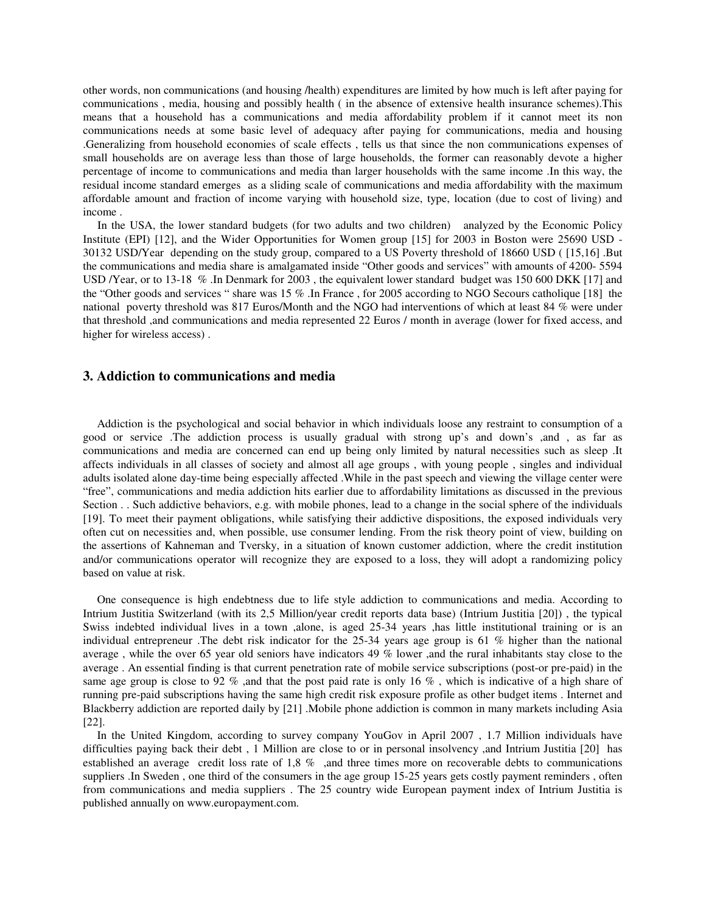other words, non communications (and housing /health) expenditures are limited by how much is left after paying for communications , media, housing and possibly health ( in the absence of extensive health insurance schemes).This means that a household has a communications and media affordability problem if it cannot meet its non communications needs at some basic level of adequacy after paying for communications, media and housing .Generalizing from household economies of scale effects , tells us that since the non communications expenses of small households are on average less than those of large households, the former can reasonably devote a higher percentage of income to communications and media than larger households with the same income .In this way, the residual income standard emerges as a sliding scale of communications and media affordability with the maximum affordable amount and fraction of income varying with household size, type, location (due to cost of living) and income .

In the USA, the lower standard budgets (for two adults and two children) analyzed by the Economic Policy Institute (EPI) [12], and the Wider Opportunities for Women group [15] for 2003 in Boston were 25690 USD - 30132 USD/Year depending on the study group, compared to a US Poverty threshold of 18660 USD ( [15,16] .But the communications and media share is amalgamated inside "Other goods and services" with amounts of 4200- 5594 USD /Year, or to 13-18 % .In Denmark for 2003 , the equivalent lower standard budget was 150 600 DKK [17] and the "Other goods and services " share was 15 % .In France , for 2005 according to NGO Secours catholique [18] the national poverty threshold was 817 Euros/Month and the NGO had interventions of which at least 84 % were under that threshold ,and communications and media represented 22 Euros / month in average (lower for fixed access, and higher for wireless access) .

## 3. Addiction to communications and media

Addiction is the psychological and social behavior in which individuals loose any restraint to consumption of a good or service .The addiction process is usually gradual with strong up's and down's ,and , as far as communications and media are concerned can end up being only limited by natural necessities such as sleep .It affects individuals in all classes of society and almost all age groups , with young people , singles and individual adults isolated alone day-time being especially affected .While in the past speech and viewing the village center were "free", communications and media addiction hits earlier due to affordability limitations as discussed in the previous Section . . Such addictive behaviors, e.g. with mobile phones, lead to a change in the social sphere of the individuals [19]. To meet their payment obligations, while satisfying their addictive dispositions, the exposed individuals very often cut on necessities and, when possible, use consumer lending. From the risk theory point of view, building on the assertions of Kahneman and Tversky, in a situation of known customer addiction, where the credit institution and/or communications operator will recognize they are exposed to a loss, they will adopt a randomizing policy based on value at risk.

One consequence is high endebtness due to life style addiction to communications and media. According to Intrium Justitia Switzerland (with its 2,5 Million/year credit reports data base) (Intrium Justitia [20]) , the typical Swiss indebted individual lives in a town ,alone, is aged 25-34 years ,has little institutional training or is an individual entrepreneur .The debt risk indicator for the 25-34 years age group is 61 % higher than the national average , while the over 65 year old seniors have indicators 49 % lower ,and the rural inhabitants stay close to the average . An essential finding is that current penetration rate of mobile service subscriptions (post-or pre-paid) in the same age group is close to 92 % ,and that the post paid rate is only 16 % , which is indicative of a high share of running pre-paid subscriptions having the same high credit risk exposure profile as other budget items . Internet and Blackberry addiction are reported daily by [21] .Mobile phone addiction is common in many markets including Asia [22].

In the United Kingdom, according to survey company YouGov in April 2007 , 1.7 Million individuals have difficulties paying back their debt , 1 Million are close to or in personal insolvency ,and Intrium Justitia [20] has established an average credit loss rate of 1,8 % ,and three times more on recoverable debts to communications suppliers .In Sweden , one third of the consumers in the age group 15-25 years gets costly payment reminders , often from communications and media suppliers . The 25 country wide European payment index of Intrium Justitia is published annually on www.europayment.com.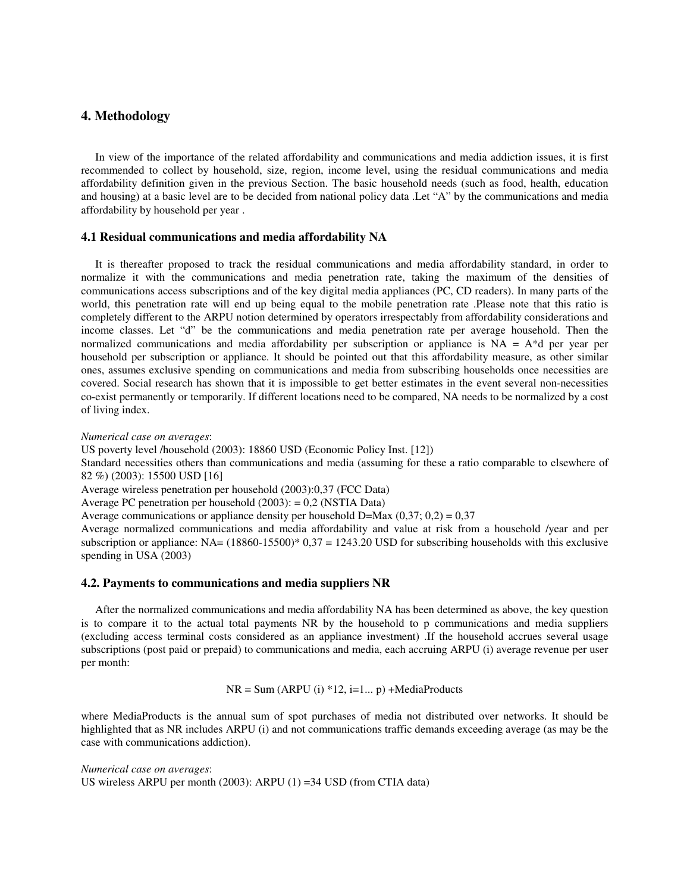## 4. Methodology

In view of the importance of the related affordability and communications and media addiction issues, it is first recommended to collect by household, size, region, income level, using the residual communications and media affordability definition given in the previous Section. The basic household needs (such as food, health, education and housing) at a basic level are to be decided from national policy data .Let "A" by the communications and media affordability by household per year .

### 4.1 Residual communications and media affordability NA

It is thereafter proposed to track the residual communications and media affordability standard, in order to normalize it with the communications and media penetration rate, taking the maximum of the densities of communications access subscriptions and of the key digital media appliances (PC, CD readers). In many parts of the world, this penetration rate will end up being equal to the mobile penetration rate .Please note that this ratio is completely different to the ARPU notion determined by operators irrespectably from affordability considerations and income classes. Let "d" be the communications and media penetration rate per average household. Then the normalized communications and media affordability per subscription or appliance is $NA = A*d$ per year per household per subscription or appliance. It should be pointed out that this affordability measure, as other similar ones, assumes exclusive spending on communications and media from subscribing households once necessities are covered. Social research has shown that it is impossible to get better estimates in the event several non-necessities co-exist permanently or temporarily. If different locations need to be compared, NA needs to be normalized by a cost of living index.

*Numerical case on averages*:
US poverty level /household (2003): 18860 USD (Economic Policy Inst. [12])
Standard necessities others than communications and media (assuming for these a ratio comparable to elsewhere of 82 %) (2003): 15500 USD [16]
Average wireless penetration per household (2003):0,37 (FCC Data)
Average PC penetration per household (2003): = 0,2 (NSTIA Data)
Average communications or appliance density per household D=Max (0,37; 0,2) = 0,37
Average normalized communications and media affordability and value at risk from a household /year and per subscription or appliance: NA= (18860-15500)* 0,37 = 1243.20 USD for subscribing households with this exclusive spending in USA (2003)

### 4.2. Payments to communications and media suppliers NR

After the normalized communications and media affordability NA has been determined as above, the key question is to compare it to the actual total payments NR by the household to p communications and media suppliers (excluding access terminal costs considered as an appliance investment) .If the household accrues several usage subscriptions (post paid or prepaid) to communications and media, each accruing ARPU (i) average revenue per user per month:

$$NR = \text{Sum}\ (ARPU\ (i) * 12,\ i=1 ... p) + \text{MediaProducts}$$

where MediaProducts is the annual sum of spot purchases of media not distributed over networks. It should be highlighted that as NR includes ARPU (i) and not communications traffic demands exceeding average (as may be the case with communications addiction).

*Numerical case on averages*:
US wireless ARPU per month (2003): ARPU (1) =34 USD (from CTIA data)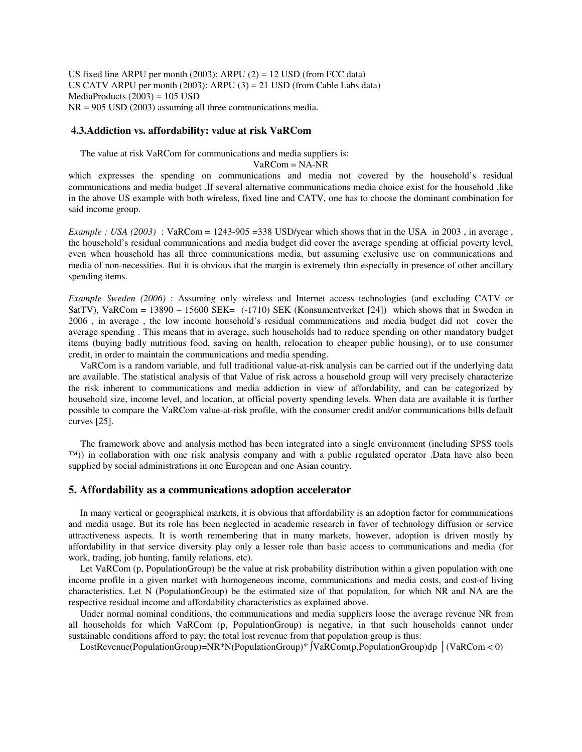US fixed line ARPU per month (2003): ARPU (2) = 12 USD (from FCC data)
US CATV ARPU per month (2003): ARPU (3) = 21 USD (from Cable Labs data)
MediaProducts (2003) = 105 USD
NR = 905 USD (2003) assuming all three communications media.

### 4.3. Addiction vs. affordability: value at risk VaRCom

The value at risk VaRCom for communications and media suppliers is:

$$\text{VaRCom} = \text{NA-NR}$$

which expresses the spending on communications and media not covered by the household's residual communications and media budget .If several alternative communications media choice exist for the household ,like in the above US example with both wireless, fixed line and CATV, one has to choose the dominant combination for said income group.

*Example : USA (2003)* : VaRCom = 1243-905 =338 USD/year which shows that in the USA in 2003 , in average , the household's residual communications and media budget did cover the average spending at official poverty level, even when household has all three communications media, but assuming exclusive use on communications and media of non-necessities. But it is obvious that the margin is extremely thin especially in presence of other ancillary spending items.

*Example Sweden (2006)* : Assuming only wireless and Internet access technologies (and excluding CATV or SatTV), VaRCom = 13890 – 15600 SEK= (-1710) SEK (Konsumentverket [24]) which shows that in Sweden in 2006 , in average , the low income household's residual communications and media budget did not cover the average spending . This means that in average, such households had to reduce spending on other mandatory budget items (buying badly nutritious food, saving on health, relocation to cheaper public housing), or to use consumer credit, in order to maintain the communications and media spending.

VaRCom is a random variable, and full traditional value-at-risk analysis can be carried out if the underlying data are available. The statistical analysis of that Value of risk across a household group will very precisely characterize the risk inherent to communications and media addiction in view of affordability, and can be categorized by household size, income level, and location, at official poverty spending levels. When data are available it is further possible to compare the VaRCom value-at-risk profile, with the consumer credit and/or communications bills default curves [25].

The framework above and analysis method has been integrated into a single environment (including SPSS tools ™)) in collaboration with one risk analysis company and with a public regulated operator .Data have also been supplied by social administrations in one European and one Asian country.

## 5. Affordability as a communications adoption accelerator

In many vertical or geographical markets, it is obvious that affordability is an adoption factor for communications and media usage. But its role has been neglected in academic research in favor of technology diffusion or service attractiveness aspects. It is worth remembering that in many markets, however, adoption is driven mostly by affordability in that service diversity play only a lesser role than basic access to communications and media (for work, trading, job hunting, family relations, etc).

Let VaRCom (p, PopulationGroup) be the value at risk probability distribution within a given population with one income profile in a given market with homogeneous income, communications and media costs, and cost-of living characteristics. Let N (PopulationGroup) be the estimated size of that population, for which NR and NA are the respective residual income and affordability characteristics as explained above.

Under normal nominal conditions, the communications and media suppliers loose the average revenue NR from all households for which VaRCom (p, PopulationGroup) is negative, in that such households cannot under sustainable conditions afford to pay; the total lost revenue from that population group is thus:

$$\text{LostRevenue(PopulationGroup)} = \text{NR} * \text{N(PopulationGroup)} * \int \text{VaRCom(p,PopulationGroup)}\,dp \;\Big|\; (\text{VaRCom} < 0)$$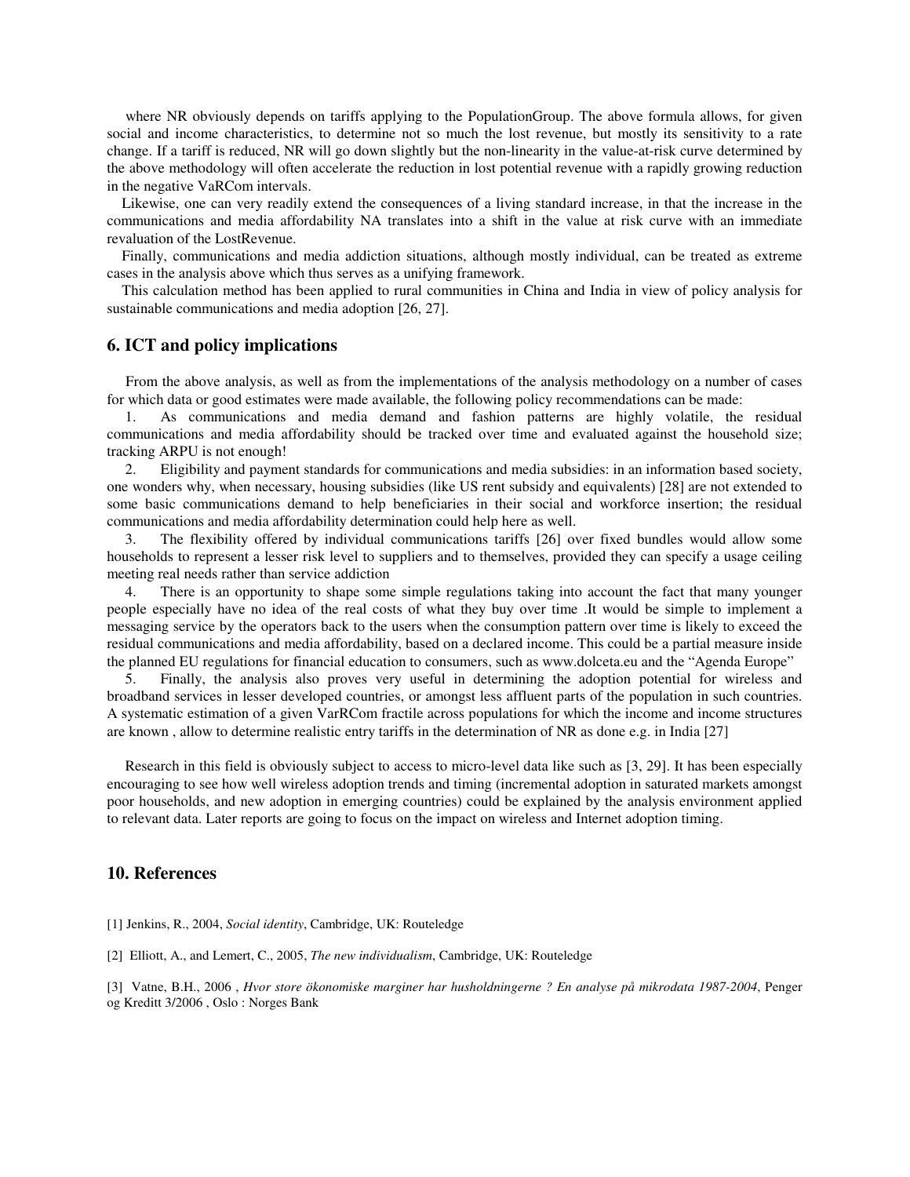where NR obviously depends on tariffs applying to the PopulationGroup. The above formula allows, for given social and income characteristics, to determine not so much the lost revenue, but mostly its sensitivity to a rate change. If a tariff is reduced, NR will go down slightly but the non-linearity in the value-at-risk curve determined by the above methodology will often accelerate the reduction in lost potential revenue with a rapidly growing reduction in the negative VaRCom intervals.

Likewise, one can very readily extend the consequences of a living standard increase, in that the increase in the communications and media affordability NA translates into a shift in the value at risk curve with an immediate revaluation of the LostRevenue.

Finally, communications and media addiction situations, although mostly individual, can be treated as extreme cases in the analysis above which thus serves as a unifying framework.

This calculation method has been applied to rural communities in China and India in view of policy analysis for sustainable communications and media adoption [26, 27].

## 6. ICT and policy implications

From the above analysis, as well as from the implementations of the analysis methodology on a number of cases for which data or good estimates were made available, the following policy recommendations can be made:

1. As communications and media demand and fashion patterns are highly volatile, the residual communications and media affordability should be tracked over time and evaluated against the household size; tracking ARPU is not enough!
2. Eligibility and payment standards for communications and media subsidies: in an information based society, one wonders why, when necessary, housing subsidies (like US rent subsidy and equivalents) [28] are not extended to some basic communications demand to help beneficiaries in their social and workforce insertion; the residual communications and media affordability determination could help here as well.
3. The flexibility offered by individual communications tariffs [26] over fixed bundles would allow some households to represent a lesser risk level to suppliers and to themselves, provided they can specify a usage ceiling meeting real needs rather than service addiction
4. There is an opportunity to shape some simple regulations taking into account the fact that many younger people especially have no idea of the real costs of what they buy over time .It would be simple to implement a messaging service by the operators back to the users when the consumption pattern over time is likely to exceed the residual communications and media affordability, based on a declared income. This could be a partial measure inside the planned EU regulations for financial education to consumers, such as www.dolceta.eu and the "Agenda Europe"
5. Finally, the analysis also proves very useful in determining the adoption potential for wireless and broadband services in lesser developed countries, or amongst less affluent parts of the population in such countries. A systematic estimation of a given VarRCom fractile across populations for which the income and income structures are known , allow to determine realistic entry tariffs in the determination of NR as done e.g. in India [27]

Research in this field is obviously subject to access to micro-level data like such as [3, 29]. It has been especially encouraging to see how well wireless adoption trends and timing (incremental adoption in saturated markets amongst poor households, and new adoption in emerging countries) could be explained by the analysis environment applied to relevant data. Later reports are going to focus on the impact on wireless and Internet adoption timing.

## 10. References

[1] Jenkins, R., 2004, *Social identity*, Cambridge, UK: Routeledge

[2] Elliott, A., and Lemert, C., 2005, *The new individualism*, Cambridge, UK: Routeledge

[3] Vatne, B.H., 2006 , *Hvor store ökonomiske marginer har husholdningerne ? En analyse på mikrodata 1987-2004*, Penger og Kreditt 3/2006 , Oslo : Norges Bank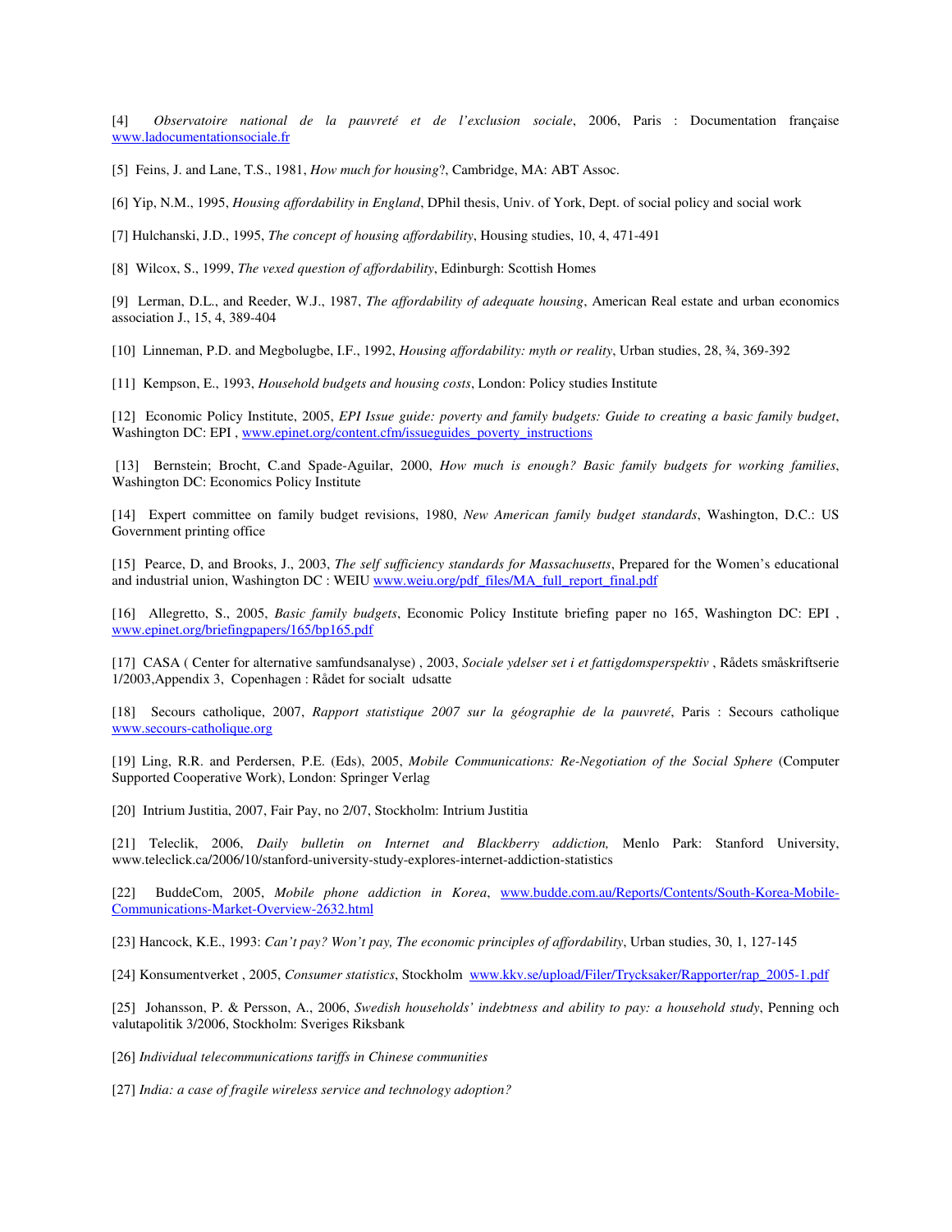[4] *Observatoire national de la pauvreté et de l'exclusion sociale*, 2006, Paris : Documentation française www.ladocumentationsociale.fr

[5] Feins, J. and Lane, T.S., 1981, *How much for housing*?, Cambridge, MA: ABT Assoc.

[6] Yip, N.M., 1995, *Housing affordability in England*, DPhil thesis, Univ. of York, Dept. of social policy and social work

[7] Hulchanski, J.D., 1995, *The concept of housing affordability*, Housing studies, 10, 4, 471-491

[8] Wilcox, S., 1999, *The vexed question of affordability*, Edinburgh: Scottish Homes

[9] Lerman, D.L., and Reeder, W.J., 1987, *The affordability of adequate housing*, American Real estate and urban economics association J., 15, 4, 389-404

[10] Linneman, P.D. and Megbolugbe, I.F., 1992, *Housing affordability: myth or reality*, Urban studies, 28, ¾, 369-392

[11] Kempson, E., 1993, *Household budgets and housing costs*, London: Policy studies Institute

[12] Economic Policy Institute, 2005, *EPI Issue guide: poverty and family budgets: Guide to creating a basic family budget*, Washington DC: EPI , www.epinet.org/content.cfm/issueguides_poverty_instructions

[13] Bernstein; Brocht, C.and Spade-Aguilar, 2000, *How much is enough? Basic family budgets for working families*, Washington DC: Economics Policy Institute

[14] Expert committee on family budget revisions, 1980, *New American family budget standards*, Washington, D.C.: US Government printing office

[15] Pearce, D, and Brooks, J., 2003, *The self sufficiency standards for Massachusetts*, Prepared for the Women's educational and industrial union, Washington DC : WEIU www.weiu.org/pdf_files/MA_full_report_final.pdf

[16] Allegretto, S., 2005, *Basic family budgets*, Economic Policy Institute briefing paper no 165, Washington DC: EPI , www.epinet.org/briefingpapers/165/bp165.pdf

[17] CASA ( Center for alternative samfundsanalyse) , 2003, *Sociale ydelser set i et fattigdomsperspektiv* , Rådets småskriftserie 1/2003,Appendix 3, Copenhagen : Rådet for socialt udsatte

[18] Secours catholique, 2007, *Rapport statistique 2007 sur la géographie de la pauvreté*, Paris : Secours catholique www.secours-catholique.org

[19] Ling, R.R. and Perdersen, P.E. (Eds), 2005, *Mobile Communications: Re-Negotiation of the Social Sphere* (Computer Supported Cooperative Work), London: Springer Verlag

[20] Intrium Justitia, 2007, Fair Pay, no 2/07, Stockholm: Intrium Justitia

[21] Teleclik, 2006, *Daily bulletin on Internet and Blackberry addiction,* Menlo Park: Stanford University, www.teleclick.ca/2006/10/stanford-university-study-explores-internet-addiction-statistics

[22] BuddeCom, 2005, *Mobile phone addiction in Korea*, www.budde.com.au/Reports/Contents/South-Korea-Mobile-Communications-Market-Overview-2632.html

[23] Hancock, K.E., 1993: *Can't pay? Won't pay, The economic principles of affordability*, Urban studies, 30, 1, 127-145

[24] Konsumentverket , 2005, *Consumer statistics*, Stockholm www.kkv.se/upload/Filer/Trycksaker/Rapporter/rap_2005-1.pdf

[25] Johansson, P. & Persson, A., 2006, *Swedish households' indebtness and ability to pay: a household study*, Penning och valutapolitik 3/2006, Stockholm: Sveriges Riksbank

[26] *Individual telecommunications tariffs in Chinese communities*

[27] *India: a case of fragile wireless service and technology adoption?*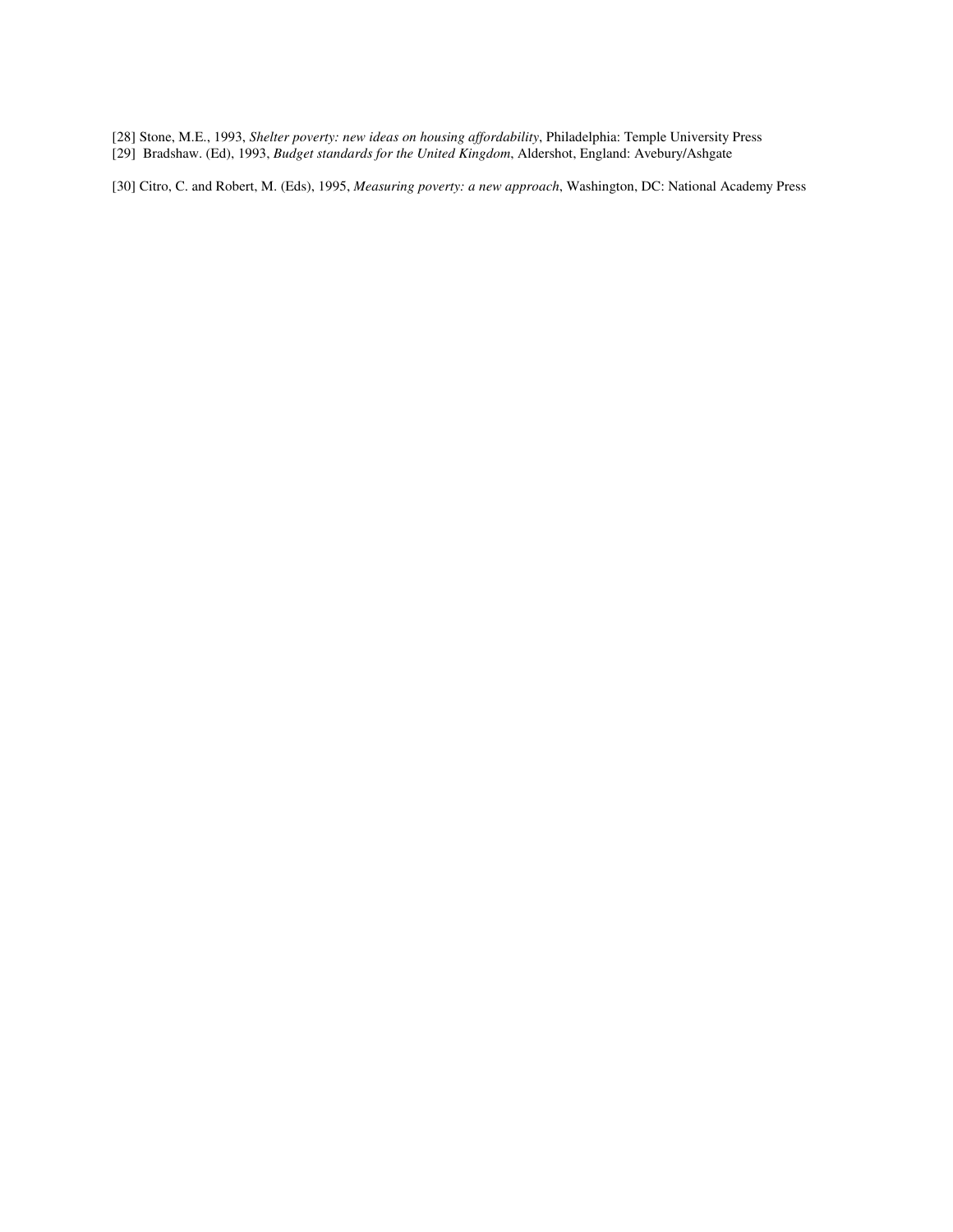[28] Stone, M.E., 1993, *Shelter poverty: new ideas on housing affordability*, Philadelphia: Temple University Press

[29] Bradshaw. (Ed), 1993, *Budget standards for the United Kingdom*, Aldershot, England: Avebury/Ashgate

[30] Citro, C. and Robert, M. (Eds), 1995, *Measuring poverty: a new approach*, Washington, DC: National Academy Press